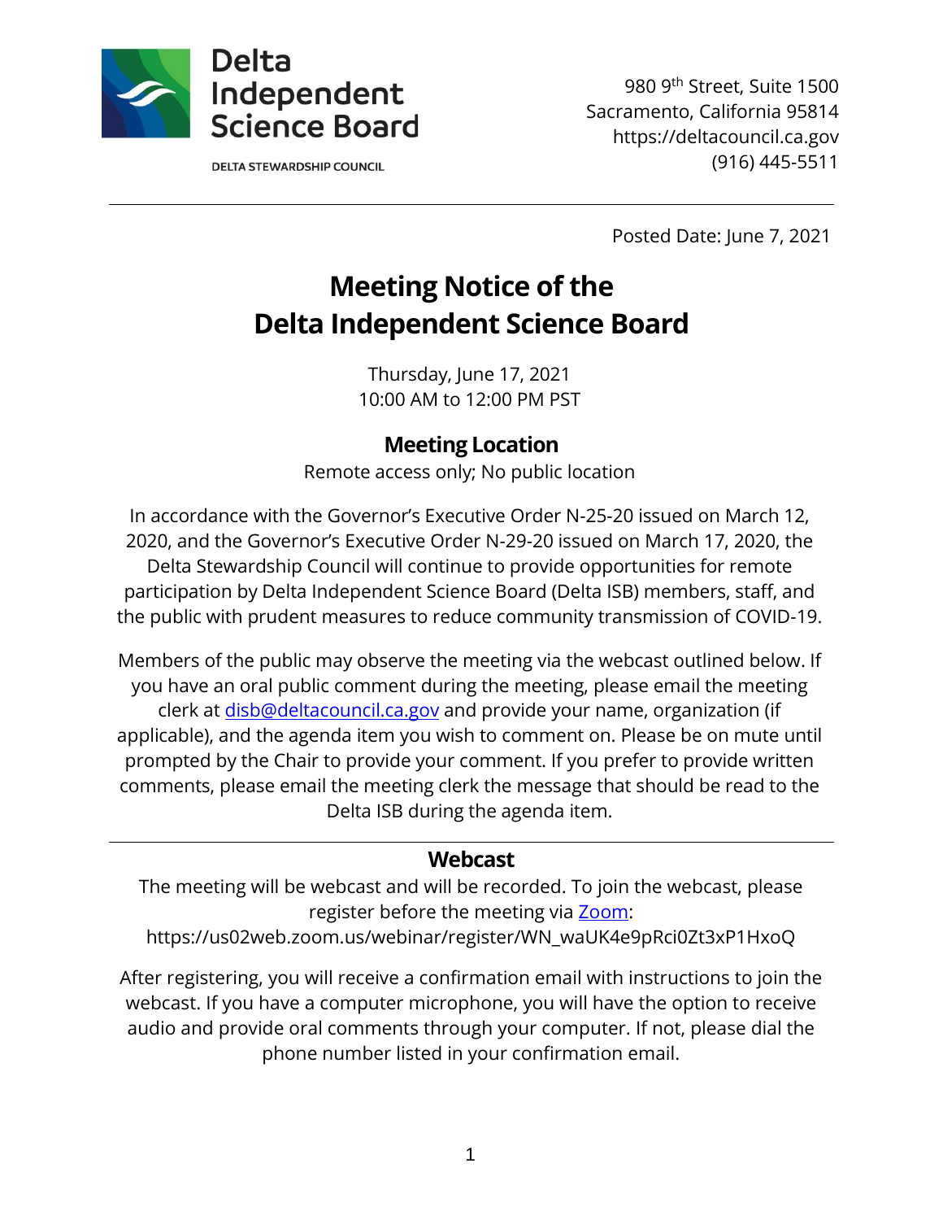Delta Independent Science Board

DELTA STEWARDSHIP COUNCIL

980 9th Street, Suite 1500
Sacramento, California 95814
https://deltacouncil.ca.gov
(916) 445-5511

---

Posted Date: June 7, 2021

# Meeting Notice of the Delta Independent Science Board

Thursday, June 17, 2021
10:00 AM to 12:00 PM PST

## Meeting Location

Remote access only; No public location

In accordance with the Governor's Executive Order N-25-20 issued on March 12, 2020, and the Governor's Executive Order N-29-20 issued on March 17, 2020, the Delta Stewardship Council will continue to provide opportunities for remote participation by Delta Independent Science Board (Delta ISB) members, staff, and the public with prudent measures to reduce community transmission of COVID-19.

Members of the public may observe the meeting via the webcast outlined below. If you have an oral public comment during the meeting, please email the meeting clerk at [disb@deltacouncil.ca.gov](mailto:disb@deltacouncil.ca.gov) and provide your name, organization (if applicable), and the agenda item you wish to comment on. Please be on mute until prompted by the Chair to provide your comment. If you prefer to provide written comments, please email the meeting clerk the message that should be read to the Delta ISB during the agenda item.

---

## Webcast

The meeting will be webcast and will be recorded. To join the webcast, please register before the meeting via [Zoom](https://us02web.zoom.us/webinar/register/WN_waUK4e9pRci0Zt3xP1HxoQ):
https://us02web.zoom.us/webinar/register/WN_waUK4e9pRci0Zt3xP1HxoQ

After registering, you will receive a confirmation email with instructions to join the webcast. If you have a computer microphone, you will have the option to receive audio and provide oral comments through your computer. If not, please dial the phone number listed in your confirmation email.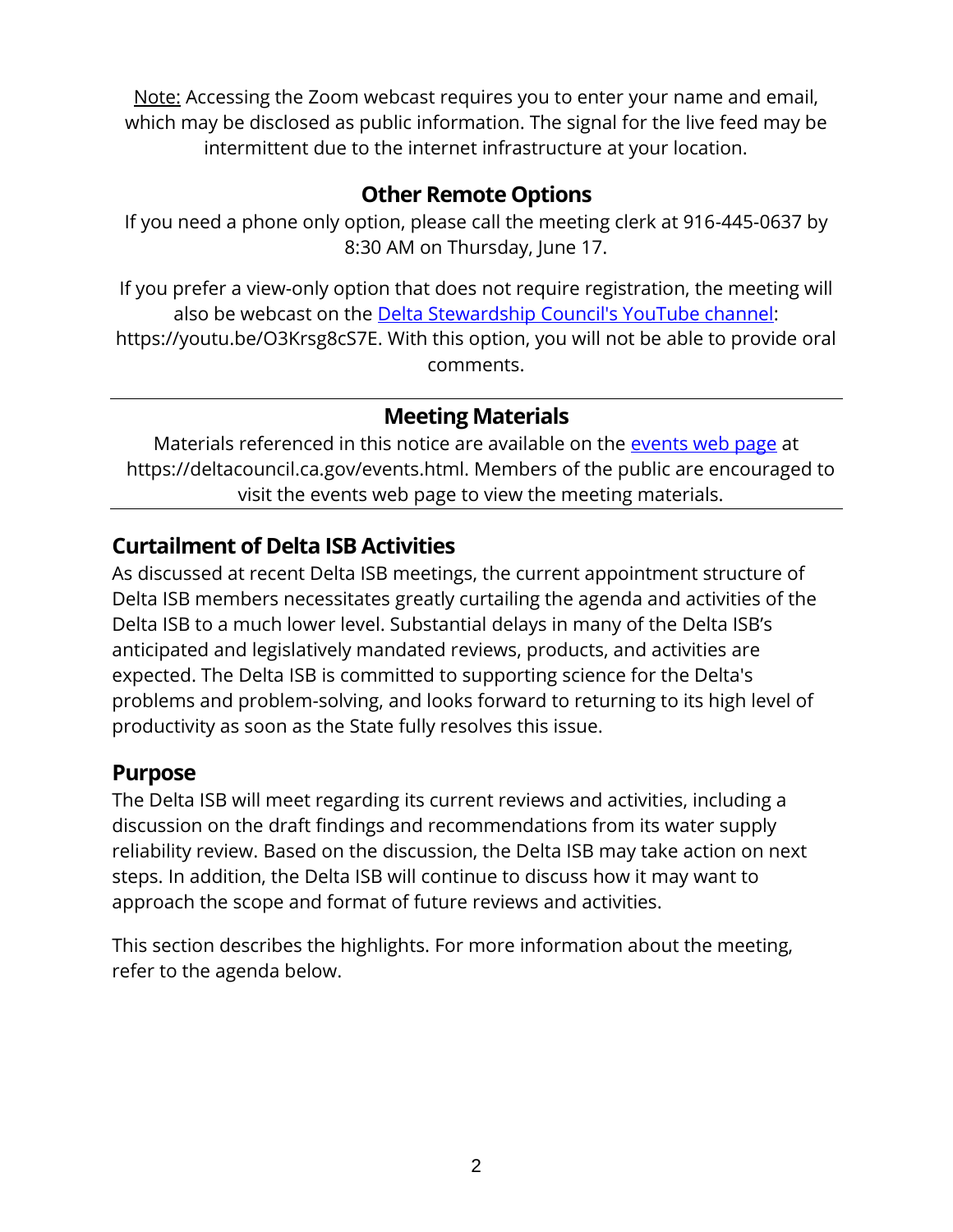Note: Accessing the Zoom webcast requires you to enter your name and email, which may be disclosed as public information. The signal for the live feed may be intermittent due to the internet infrastructure at your location.

## Other Remote Options

If you need a phone only option, please call the meeting clerk at 916-445-0637 by 8:30 AM on Thursday, June 17.

If you prefer a view-only option that does not require registration, the meeting will also be webcast on the [Delta Stewardship Council's YouTube channel](https://youtu.be/O3Krsg8cS7E): https://youtu.be/O3Krsg8cS7E. With this option, you will not be able to provide oral comments.

---

## Meeting Materials

Materials referenced in this notice are available on the [events web page](https://deltacouncil.ca.gov/events.html) at https://deltacouncil.ca.gov/events.html. Members of the public are encouraged to visit the events web page to view the meeting materials.

---

## Curtailment of Delta ISB Activities

As discussed at recent Delta ISB meetings, the current appointment structure of Delta ISB members necessitates greatly curtailing the agenda and activities of the Delta ISB to a much lower level. Substantial delays in many of the Delta ISB's anticipated and legislatively mandated reviews, products, and activities are expected. The Delta ISB is committed to supporting science for the Delta's problems and problem-solving, and looks forward to returning to its high level of productivity as soon as the State fully resolves this issue.

## Purpose

The Delta ISB will meet regarding its current reviews and activities, including a discussion on the draft findings and recommendations from its water supply reliability review. Based on the discussion, the Delta ISB may take action on next steps. In addition, the Delta ISB will continue to discuss how it may want to approach the scope and format of future reviews and activities.

This section describes the highlights. For more information about the meeting, refer to the agenda below.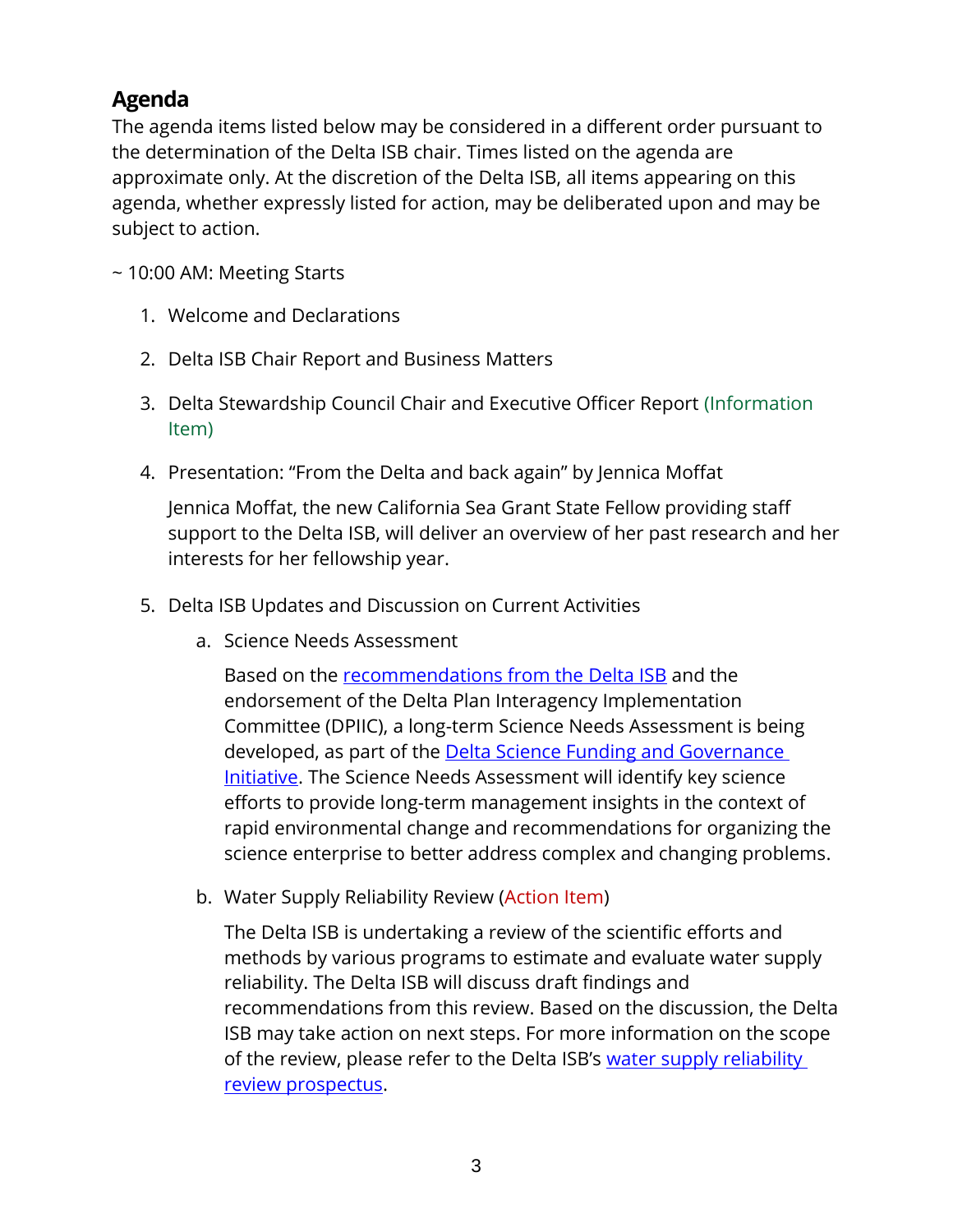## Agenda

The agenda items listed below may be considered in a different order pursuant to the determination of the Delta ISB chair. Times listed on the agenda are approximate only. At the discretion of the Delta ISB, all items appearing on this agenda, whether expressly listed for action, may be deliberated upon and may be subject to action.

~ 10:00 AM: Meeting Starts

1. Welcome and Declarations
2. Delta ISB Chair Report and Business Matters
3. Delta Stewardship Council Chair and Executive Officer Report (Information Item)
4. Presentation: "From the Delta and back again" by Jennica Moffat

   Jennica Moffat, the new California Sea Grant State Fellow providing staff support to the Delta ISB, will deliver an overview of her past research and her interests for her fellowship year.

5. Delta ISB Updates and Discussion on Current Activities

   a. Science Needs Assessment

      Based on the recommendations from the Delta ISB and the endorsement of the Delta Plan Interagency Implementation Committee (DPIIC), a long-term Science Needs Assessment is being developed, as part of the Delta Science Funding and Governance Initiative. The Science Needs Assessment will identify key science efforts to provide long-term management insights in the context of rapid environmental change and recommendations for organizing the science enterprise to better address complex and changing problems.

   b. Water Supply Reliability Review (Action Item)

      The Delta ISB is undertaking a review of the scientific efforts and methods by various programs to estimate and evaluate water supply reliability. The Delta ISB will discuss draft findings and recommendations from this review. Based on the discussion, the Delta ISB may take action on next steps. For more information on the scope of the review, please refer to the Delta ISB's water supply reliability review prospectus.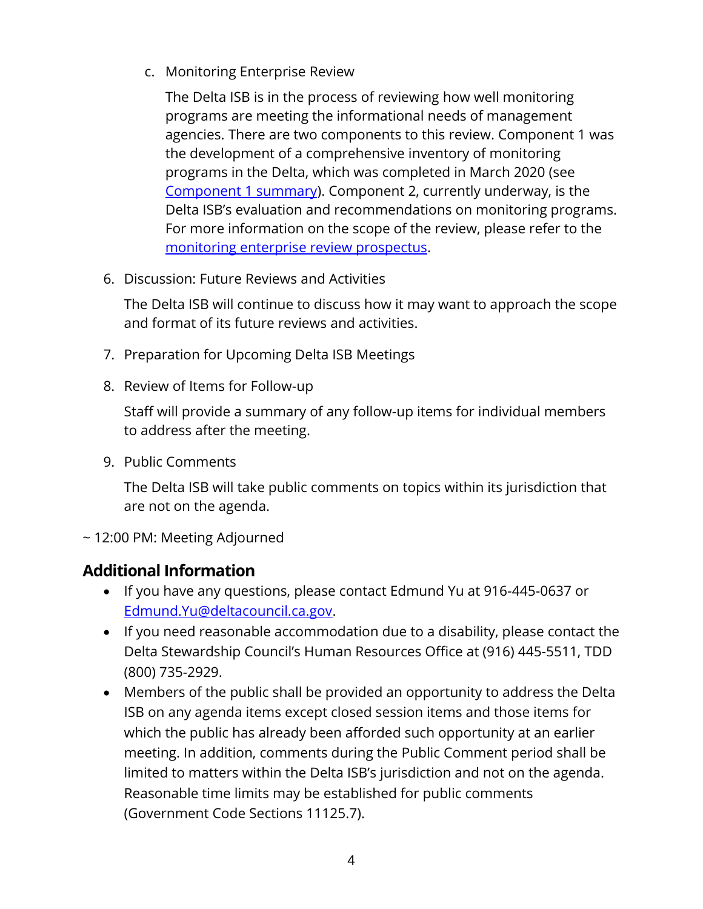c. Monitoring Enterprise Review

   The Delta ISB is in the process of reviewing how well monitoring programs are meeting the informational needs of management agencies. There are two components to this review. Component 1 was the development of a comprehensive inventory of monitoring programs in the Delta, which was completed in March 2020 (see Component 1 summary). Component 2, currently underway, is the Delta ISB's evaluation and recommendations on monitoring programs. For more information on the scope of the review, please refer to the monitoring enterprise review prospectus.

6. Discussion: Future Reviews and Activities

   The Delta ISB will continue to discuss how it may want to approach the scope and format of its future reviews and activities.

7. Preparation for Upcoming Delta ISB Meetings

8. Review of Items for Follow-up

   Staff will provide a summary of any follow-up items for individual members to address after the meeting.

9. Public Comments

   The Delta ISB will take public comments on topics within its jurisdiction that are not on the agenda.

~ 12:00 PM: Meeting Adjourned

## Additional Information

- If you have any questions, please contact Edmund Yu at 916-445-0637 or Edmund.Yu@deltacouncil.ca.gov.
- If you need reasonable accommodation due to a disability, please contact the Delta Stewardship Council's Human Resources Office at (916) 445-5511, TDD (800) 735-2929.
- Members of the public shall be provided an opportunity to address the Delta ISB on any agenda items except closed session items and those items for which the public has already been afforded such opportunity at an earlier meeting. In addition, comments during the Public Comment period shall be limited to matters within the Delta ISB's jurisdiction and not on the agenda. Reasonable time limits may be established for public comments (Government Code Sections 11125.7).